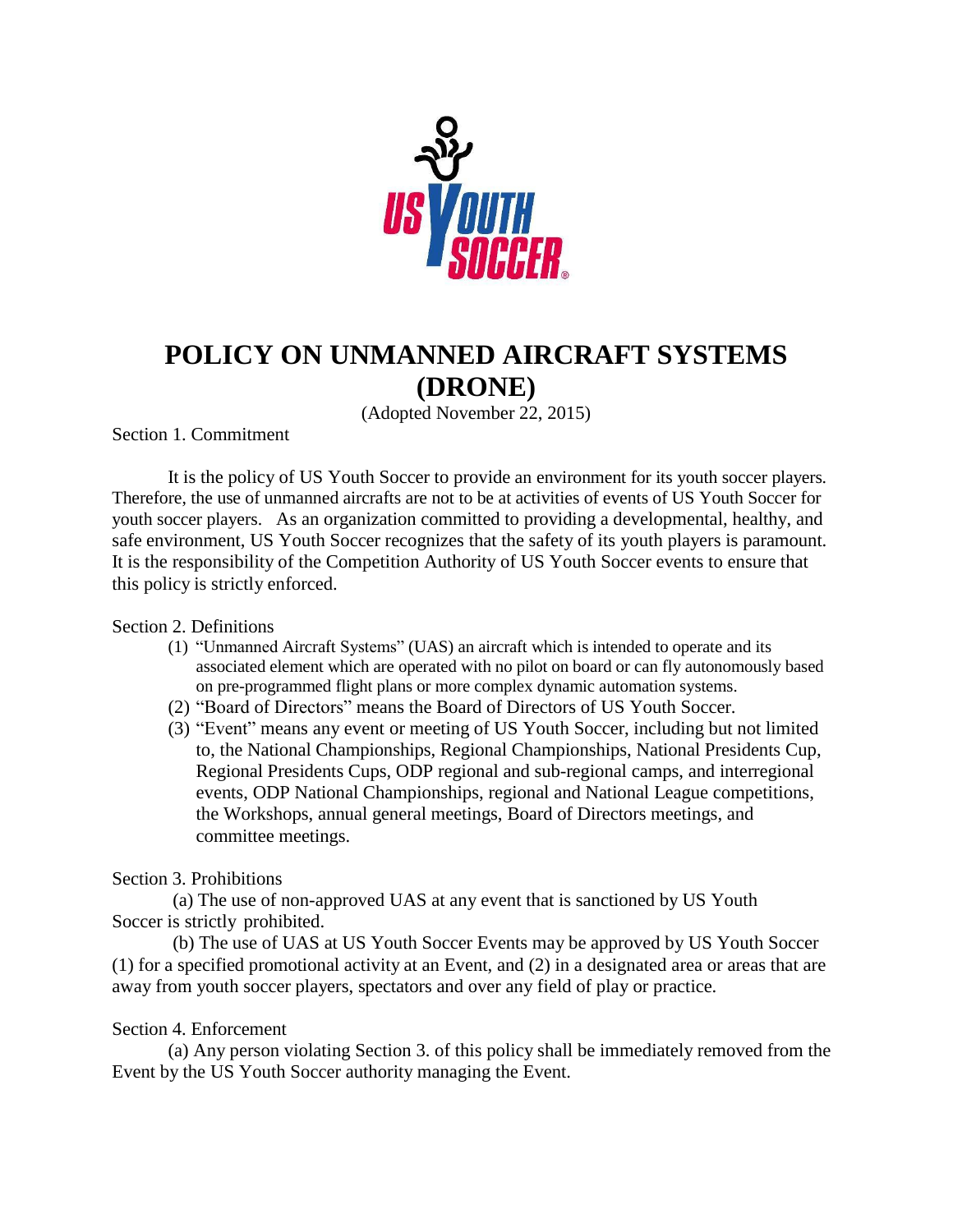# POLICY ON UNMANNED AIRCRAFT SYSTEMS (DRONE)

(Adopted November 22, 2015)

Section 1. Commitment

It is the policy of US Youth Soccer to provide an environment for its youth soccer players. Therefore, the use of unmanned aircrafts are not to be at activities of events of US Youth Soccer for youth soccer players. As an organization committed to providing a developmental, healthy, and safe environment, US Youth Soccer recognizes that the safety of its youth players is paramount. It is the responsibility of the Competition Authority of US Youth Soccer events to ensure that this policy is strictly enforced.

Section 2. Definitions

(1) "Unmanned Aircraft Systems" (UAS) an aircraft which is intended to operate and its associated element which are operated with no pilot on board or can fly autonomously based on pre-programmed flight plans or more complex dynamic automation systems.
(2) "Board of Directors" means the Board of Directors of US Youth Soccer.
(3) "Event" means any event or meeting of US Youth Soccer, including but not limited to, the National Championships, Regional Championships, National Presidents Cup, Regional Presidents Cups, ODP regional and sub-regional camps, and interregional events, ODP National Championships, regional and National League competitions, the Workshops, annual general meetings, Board of Directors meetings, and committee meetings.

Section 3. Prohibitions

(a) The use of non-approved UAS at any event that is sanctioned by US Youth Soccer is strictly prohibited.

(b) The use of UAS at US Youth Soccer Events may be approved by US Youth Soccer (1) for a specified promotional activity at an Event, and (2) in a designated area or areas that are away from youth soccer players, spectators and over any field of play or practice.

Section 4. Enforcement

(a) Any person violating Section 3. of this policy shall be immediately removed from the Event by the US Youth Soccer authority managing the Event.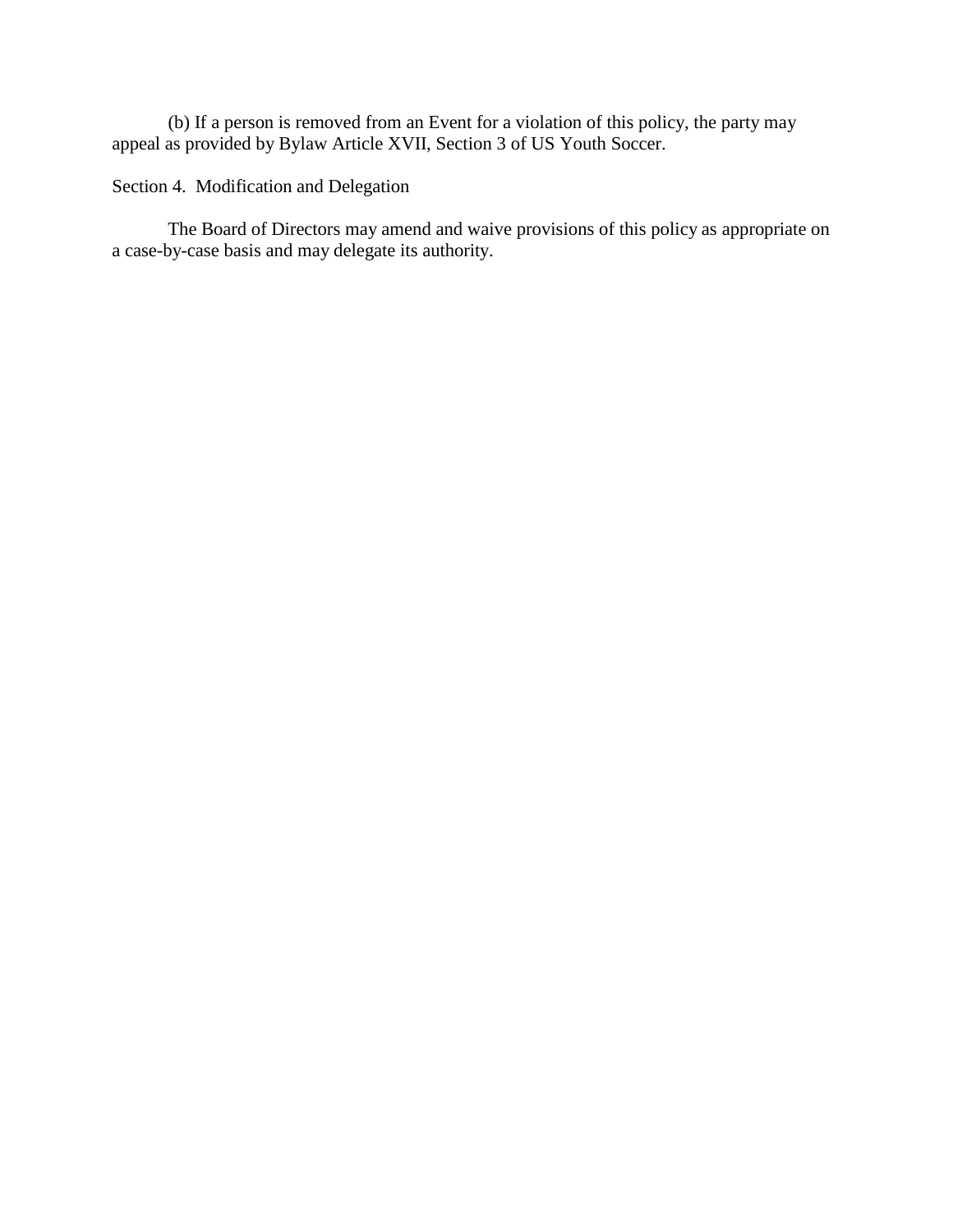(b) If a person is removed from an Event for a violation of this policy, the party may appeal as provided by Bylaw Article XVII, Section 3 of US Youth Soccer.

Section 4. Modification and Delegation

The Board of Directors may amend and waive provisions of this policy as appropriate on a case-by-case basis and may delegate its authority.